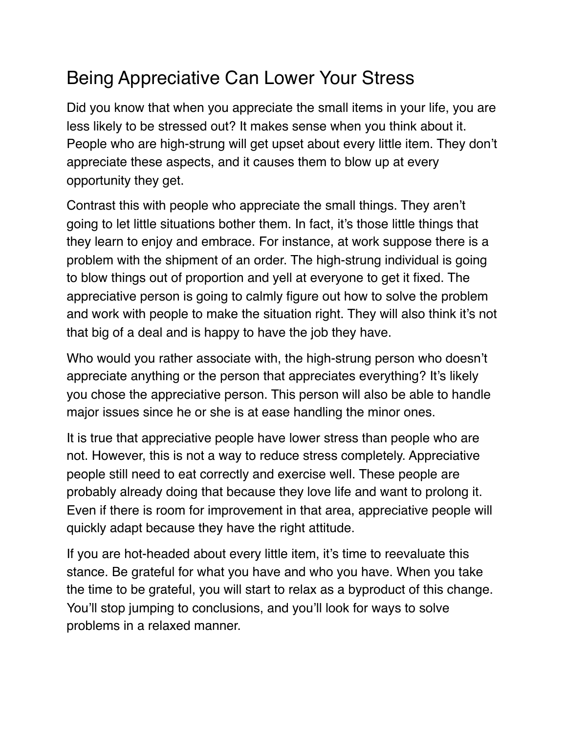# Being Appreciative Can Lower Your Stress

Did you know that when you appreciate the small items in your life, you are less likely to be stressed out? It makes sense when you think about it. People who are high-strung will get upset about every little item. They don't appreciate these aspects, and it causes them to blow up at every opportunity they get.

Contrast this with people who appreciate the small things. They aren't going to let little situations bother them. In fact, it's those little things that they learn to enjoy and embrace. For instance, at work suppose there is a problem with the shipment of an order. The high-strung individual is going to blow things out of proportion and yell at everyone to get it fixed. The appreciative person is going to calmly figure out how to solve the problem and work with people to make the situation right. They will also think it's not that big of a deal and is happy to have the job they have.

Who would you rather associate with, the high-strung person who doesn't appreciate anything or the person that appreciates everything? It's likely you chose the appreciative person. This person will also be able to handle major issues since he or she is at ease handling the minor ones.

It is true that appreciative people have lower stress than people who are not. However, this is not a way to reduce stress completely. Appreciative people still need to eat correctly and exercise well. These people are probably already doing that because they love life and want to prolong it. Even if there is room for improvement in that area, appreciative people will quickly adapt because they have the right attitude.

If you are hot-headed about every little item, it's time to reevaluate this stance. Be grateful for what you have and who you have. When you take the time to be grateful, you will start to relax as a byproduct of this change. You'll stop jumping to conclusions, and you'll look for ways to solve problems in a relaxed manner.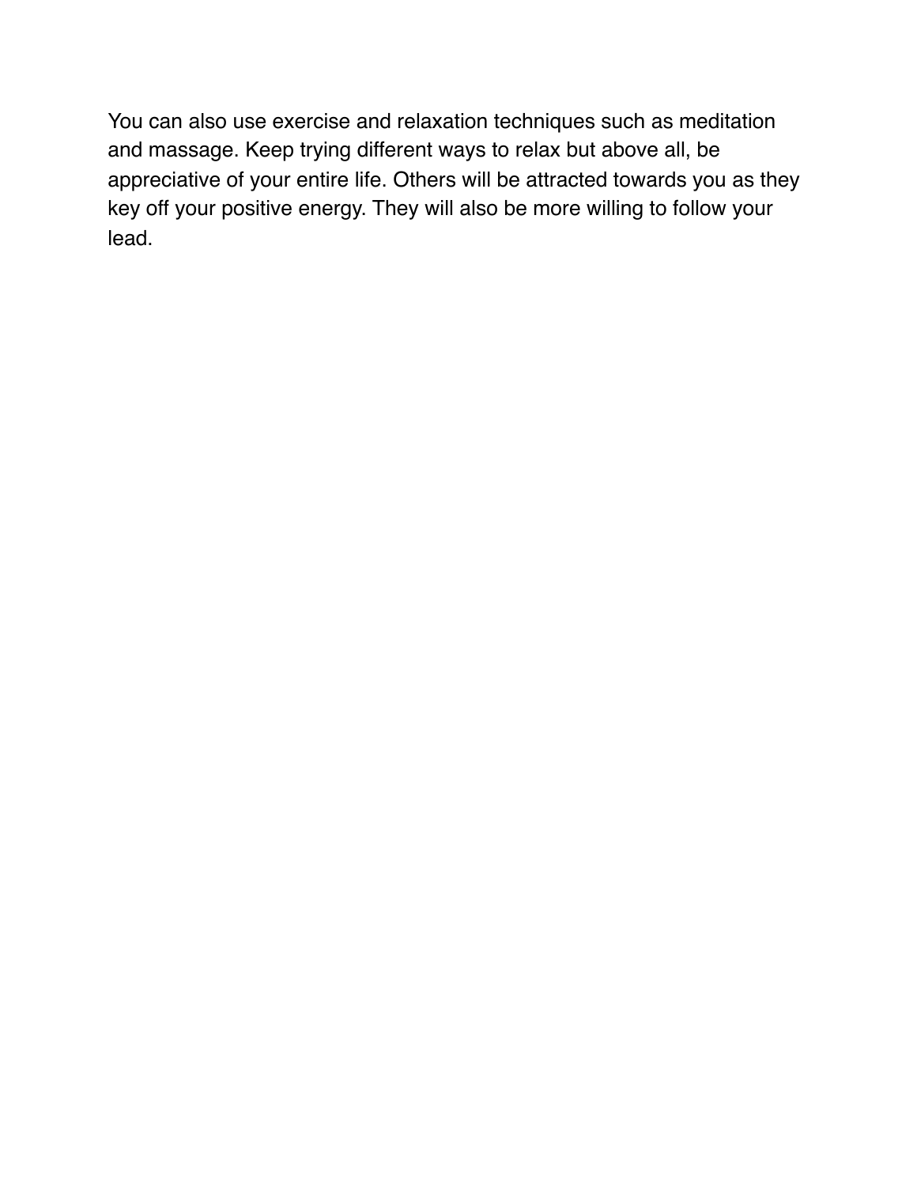You can also use exercise and relaxation techniques such as meditation and massage. Keep trying different ways to relax but above all, be appreciative of your entire life. Others will be attracted towards you as they key off your positive energy. They will also be more willing to follow your lead.